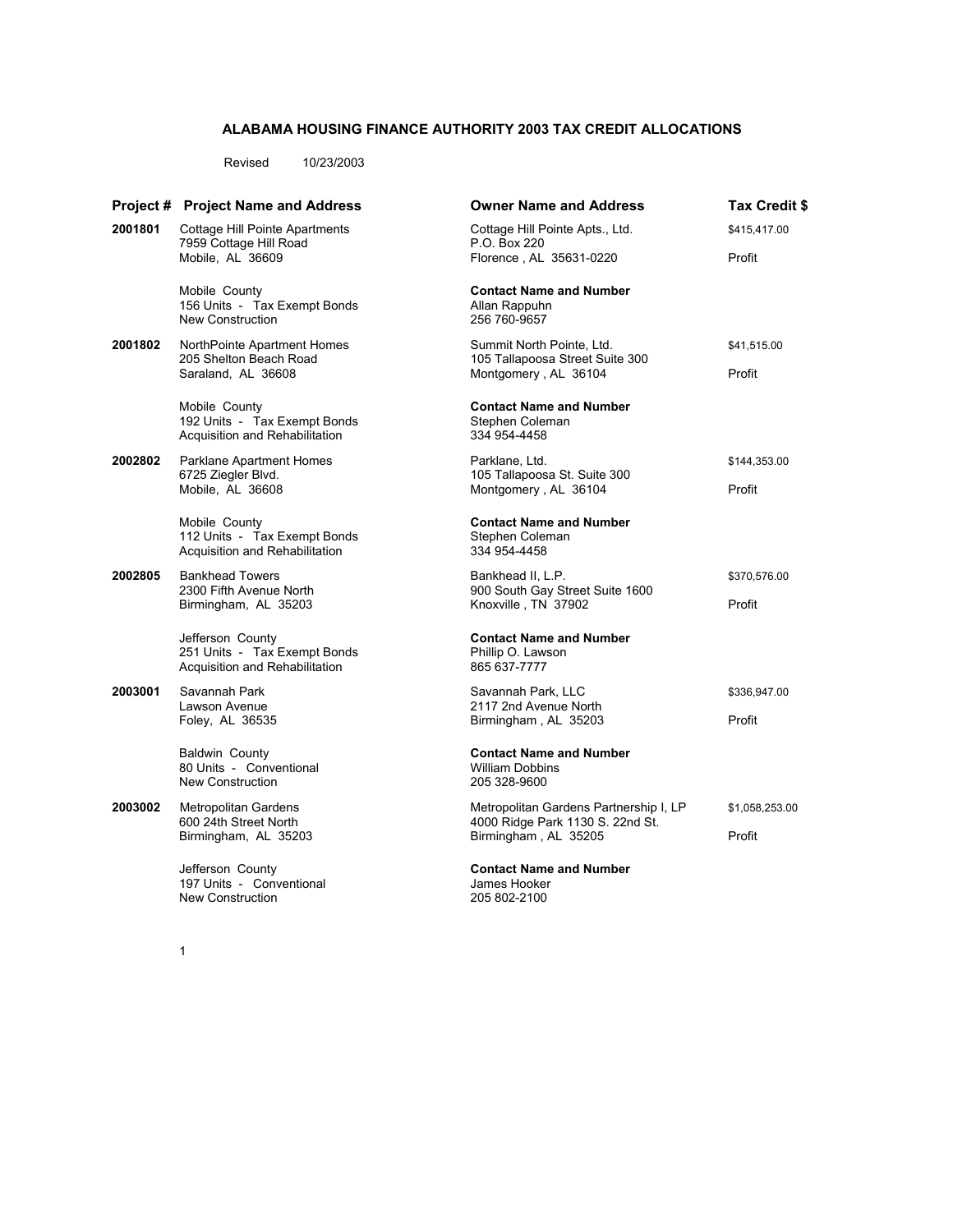# ALABAMA HOUSING FINANCE AUTHORITY 2003 TAX CREDIT ALLOCATIONS

Revised 10/23/2003

| Project # | Project Name and Address | Owner Name and Address | Tax Credit $ |
|---|---|---|---|
| **2001801** | Cottage Hill Pointe Apartments<br>7959 Cottage Hill Road<br>Mobile, AL 36609<br><br>Mobile County<br>156 Units - Tax Exempt Bonds<br>New Construction | Cottage Hill Pointe Apts., Ltd.<br>P.O. Box 220<br>Florence , AL 35631-0220<br><br>**Contact Name and Number**<br>Allan Rappuhn<br>256 760-9657 | $415,417.00<br><br>Profit |
| **2001802** | NorthPointe Apartment Homes<br>205 Shelton Beach Road<br>Saraland, AL 36608<br><br>Mobile County<br>192 Units - Tax Exempt Bonds<br>Acquisition and Rehabilitation | Summit North Pointe, Ltd.<br>105 Tallapoosa Street Suite 300<br>Montgomery , AL 36104<br><br>**Contact Name and Number**<br>Stephen Coleman<br>334 954-4458 | $41,515.00<br><br>Profit |
| **2002802** | Parklane Apartment Homes<br>6725 Ziegler Blvd.<br>Mobile, AL 36608<br><br>Mobile County<br>112 Units - Tax Exempt Bonds<br>Acquisition and Rehabilitation | Parklane, Ltd.<br>105 Tallapoosa St. Suite 300<br>Montgomery , AL 36104<br><br>**Contact Name and Number**<br>Stephen Coleman<br>334 954-4458 | $144,353.00<br><br>Profit |
| **2002805** | Bankhead Towers<br>2300 Fifth Avenue North<br>Birmingham, AL 35203<br><br>Jefferson County<br>251 Units - Tax Exempt Bonds<br>Acquisition and Rehabilitation | Bankhead II, L.P.<br>900 South Gay Street Suite 1600<br>Knoxville , TN 37902<br><br>**Contact Name and Number**<br>Phillip O. Lawson<br>865 637-7777 | $370,576.00<br><br>Profit |
| **2003001** | Savannah Park<br>Lawson Avenue<br>Foley, AL 36535<br><br>Baldwin County<br>80 Units - Conventional<br>New Construction | Savannah Park, LLC<br>2117 2nd Avenue North<br>Birmingham , AL 35203<br><br>**Contact Name and Number**<br>William Dobbins<br>205 328-9600 | $336,947.00<br><br>Profit |
| **2003002** | Metropolitan Gardens<br>600 24th Street North<br>Birmingham, AL 35203<br><br>Jefferson County<br>197 Units - Conventional<br>New Construction | Metropolitan Gardens Partnership I, LP<br>4000 Ridge Park 1130 S. 22nd St.<br>Birmingham , AL 35205<br><br>**Contact Name and Number**<br>James Hooker<br>205 802-2100 | $1,058,253.00<br><br>Profit |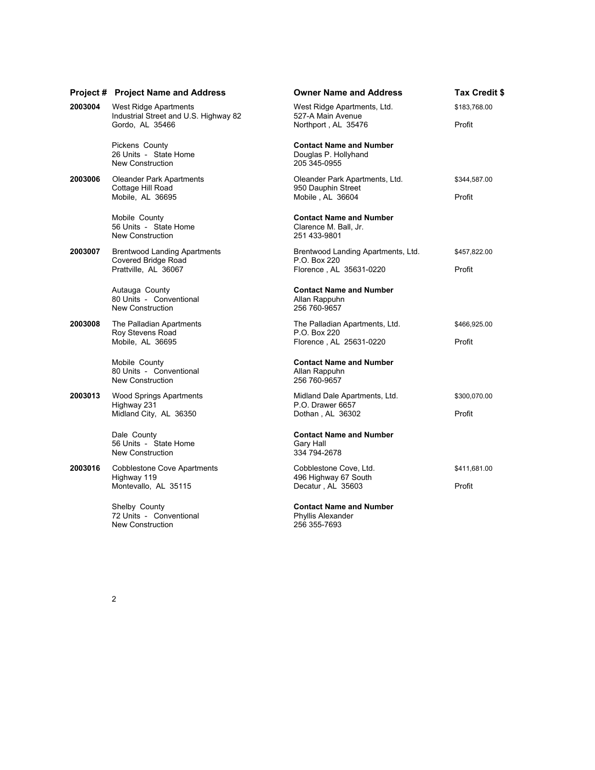| Project # | Project Name and Address | Owner Name and Address | Tax Credit $ |
|---|---|---|---|
| **2003004** | West Ridge Apartments<br>Industrial Street and U.S. Highway 82<br>Gordo, AL 35466<br><br>Pickens County<br>26 Units - State Home<br>New Construction | West Ridge Apartments, Ltd.<br>527-A Main Avenue<br>Northport , AL 35476<br><br>**Contact Name and Number**<br>Douglas P. Hollyhand<br>205 345-0955 | $183,768.00<br><br>Profit |
| **2003006** | Oleander Park Apartments<br>Cottage Hill Road<br>Mobile, AL 36695<br><br>Mobile County<br>56 Units - State Home<br>New Construction | Oleander Park Apartments, Ltd.<br>950 Dauphin Street<br>Mobile , AL 36604<br><br>**Contact Name and Number**<br>Clarence M. Ball, Jr.<br>251 433-9801 | $344,587.00<br><br>Profit |
| **2003007** | Brentwood Landing Apartments<br>Covered Bridge Road<br>Prattville, AL 36067<br><br>Autauga County<br>80 Units - Conventional<br>New Construction | Brentwood Landing Apartments, Ltd.<br>P.O. Box 220<br>Florence , AL 35631-0220<br><br>**Contact Name and Number**<br>Allan Rappuhn<br>256 760-9657 | $457,822.00<br><br>Profit |
| **2003008** | The Palladian Apartments<br>Roy Stevens Road<br>Mobile, AL 36695<br><br>Mobile County<br>80 Units - Conventional<br>New Construction | The Palladian Apartments, Ltd.<br>P.O. Box 220<br>Florence , AL 25631-0220<br><br>**Contact Name and Number**<br>Allan Rappuhn<br>256 760-9657 | $466,925.00<br><br>Profit |
| **2003013** | Wood Springs Apartments<br>Highway 231<br>Midland City, AL 36350<br><br>Dale County<br>56 Units - State Home<br>New Construction | Midland Dale Apartments, Ltd.<br>P.O. Drawer 6657<br>Dothan , AL 36302<br><br>**Contact Name and Number**<br>Gary Hall<br>334 794-2678 | $300,070.00<br><br>Profit |
| **2003016** | Cobblestone Cove Apartments<br>Highway 119<br>Montevallo, AL 35115<br><br>Shelby County<br>72 Units - Conventional<br>New Construction | Cobblestone Cove, Ltd.<br>496 Highway 67 South<br>Decatur , AL 35603<br><br>**Contact Name and Number**<br>Phyllis Alexander<br>256 355-7693 | $411,681.00<br><br>Profit |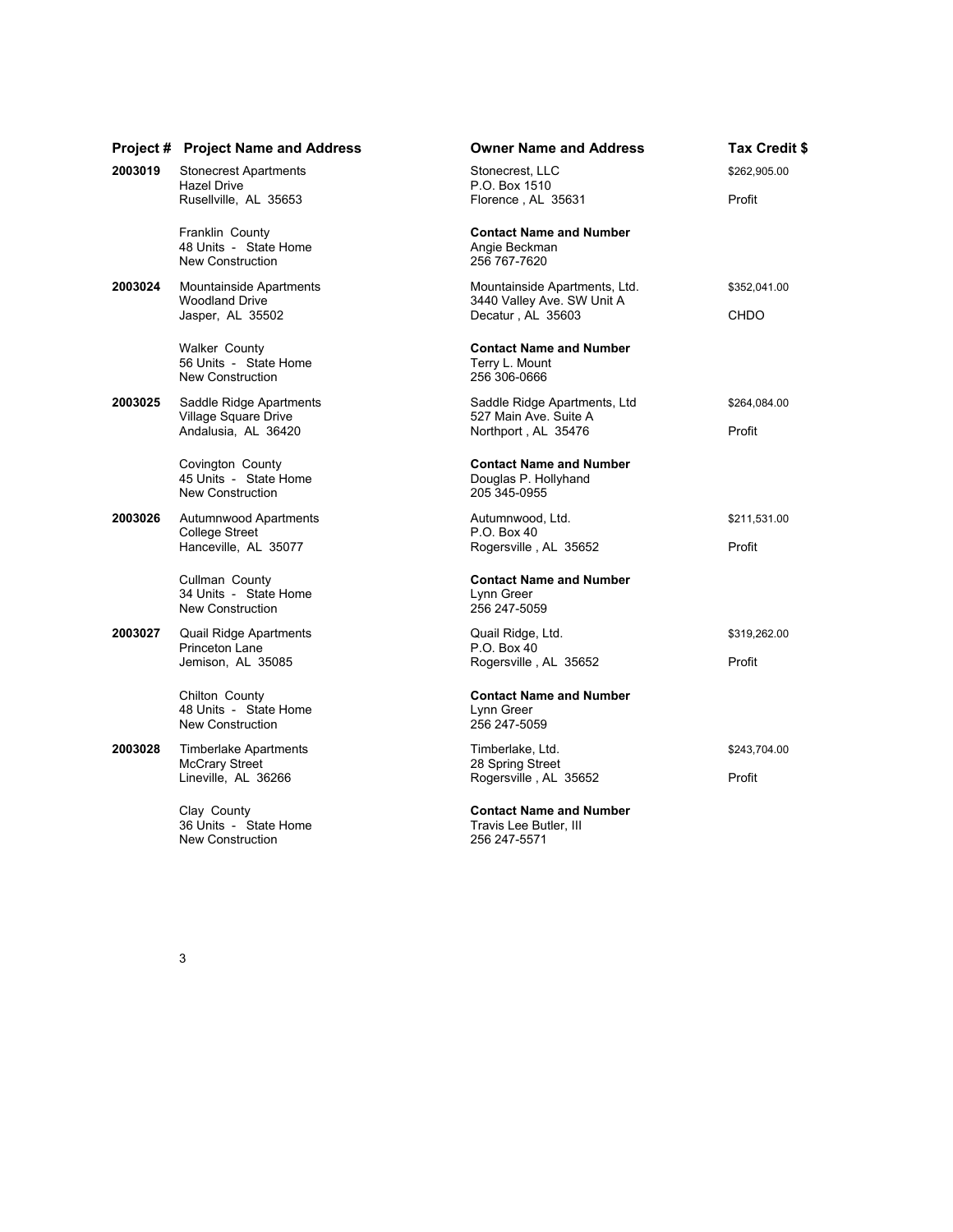| Project # | Project Name and Address | Owner Name and Address | Tax Credit $ |
|---|---|---|---|
| **2003019** | Stonecrest Apartments<br>Hazel Drive<br>Rusellville, AL 35653<br><br>Franklin County<br>48 Units - State Home<br>New Construction | Stonecrest, LLC<br>P.O. Box 1510<br>Florence , AL 35631<br><br>**Contact Name and Number**<br>Angie Beckman<br>256 767-7620 | $262,905.00<br><br>Profit |
| **2003024** | Mountainside Apartments<br>Woodland Drive<br>Jasper, AL 35502<br><br>Walker County<br>56 Units - State Home<br>New Construction | Mountainside Apartments, Ltd.<br>3440 Valley Ave. SW Unit A<br>Decatur , AL 35603<br><br>**Contact Name and Number**<br>Terry L. Mount<br>256 306-0666 | $352,041.00<br><br>CHDO |
| **2003025** | Saddle Ridge Apartments<br>Village Square Drive<br>Andalusia, AL 36420<br><br>Covington County<br>45 Units - State Home<br>New Construction | Saddle Ridge Apartments, Ltd<br>527 Main Ave. Suite A<br>Northport , AL 35476<br><br>**Contact Name and Number**<br>Douglas P. Hollyhand<br>205 345-0955 | $264,084.00<br><br>Profit |
| **2003026** | Autumnwood Apartments<br>College Street<br>Hanceville, AL 35077<br><br>Cullman County<br>34 Units - State Home<br>New Construction | Autumnwood, Ltd.<br>P.O. Box 40<br>Rogersville , AL 35652<br><br>**Contact Name and Number**<br>Lynn Greer<br>256 247-5059 | $211,531.00<br><br>Profit |
| **2003027** | Quail Ridge Apartments<br>Princeton Lane<br>Jemison, AL 35085<br><br>Chilton County<br>48 Units - State Home<br>New Construction | Quail Ridge, Ltd.<br>P.O. Box 40<br>Rogersville , AL 35652<br><br>**Contact Name and Number**<br>Lynn Greer<br>256 247-5059 | $319,262.00<br><br>Profit |
| **2003028** | Timberlake Apartments<br>McCrary Street<br>Lineville, AL 36266<br><br>Clay County<br>36 Units - State Home<br>New Construction | Timberlake, Ltd.<br>28 Spring Street<br>Rogersville , AL 35652<br><br>**Contact Name and Number**<br>Travis Lee Butler, III<br>256 247-5571 | $243,704.00<br><br>Profit |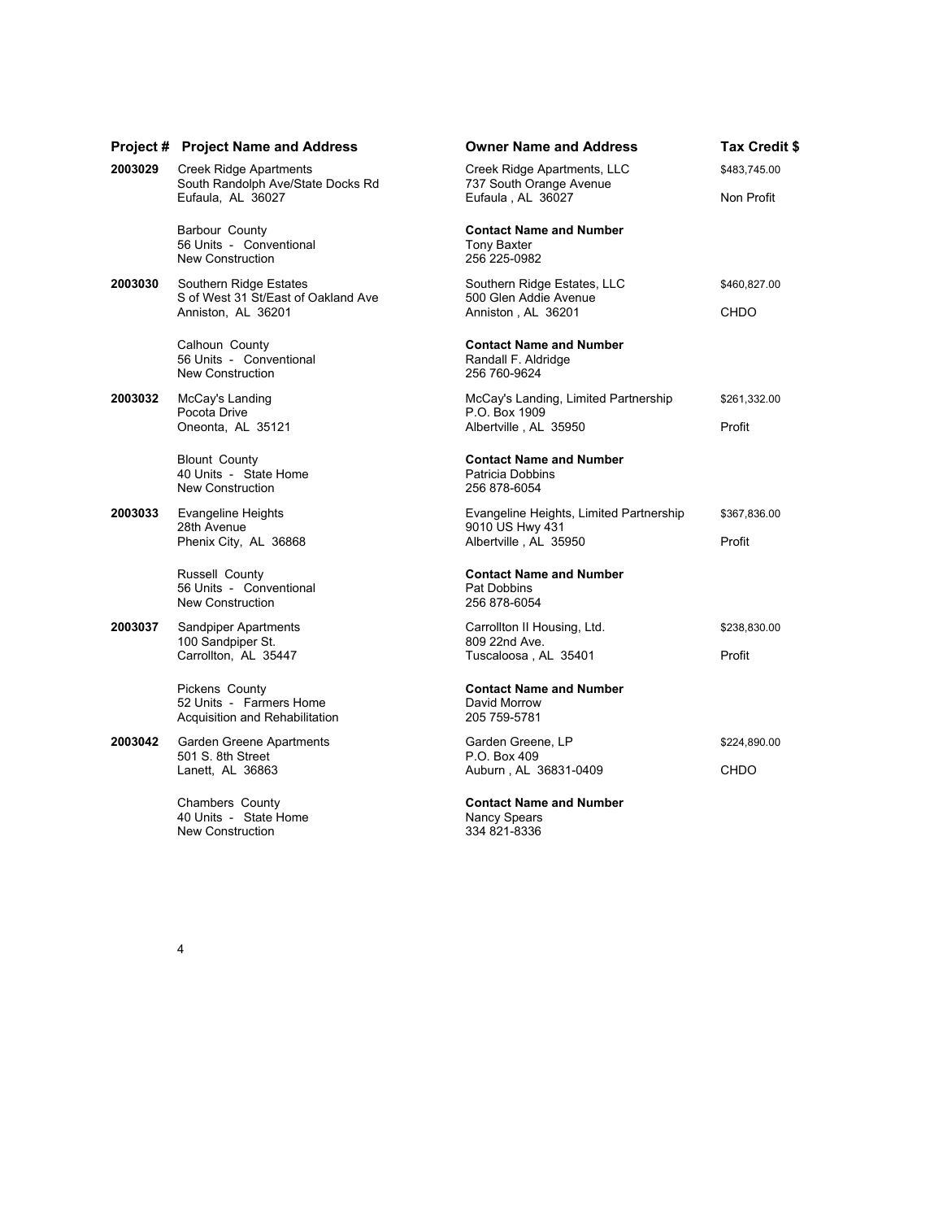| Project # | Project Name and Address | Owner Name and Address | Tax Credit $ |
|---|---|---|---|
| **2003029** | Creek Ridge Apartments<br>South Randolph Ave/State Docks Rd<br>Eufaula, AL 36027 | Creek Ridge Apartments, LLC<br>737 South Orange Avenue<br>Eufaula , AL 36027 | $483,745.00<br><br>Non Profit |
| | Barbour County<br>56 Units - Conventional<br>New Construction | **Contact Name and Number**<br>Tony Baxter<br>256 225-0982 | |
| **2003030** | Southern Ridge Estates<br>S of West 31 St/East of Oakland Ave<br>Anniston, AL 36201 | Southern Ridge Estates, LLC<br>500 Glen Addie Avenue<br>Anniston , AL 36201 | $460,827.00<br><br>CHDO |
| | Calhoun County<br>56 Units - Conventional<br>New Construction | **Contact Name and Number**<br>Randall F. Aldridge<br>256 760-9624 | |
| **2003032** | McCay's Landing<br>Pocota Drive<br>Oneonta, AL 35121 | McCay's Landing, Limited Partnership<br>P.O. Box 1909<br>Albertville , AL 35950 | $261,332.00<br><br>Profit |
| | Blount County<br>40 Units - State Home<br>New Construction | **Contact Name and Number**<br>Patricia Dobbins<br>256 878-6054 | |
| **2003033** | Evangeline Heights<br>28th Avenue<br>Phenix City, AL 36868 | Evangeline Heights, Limited Partnership<br>9010 US Hwy 431<br>Albertville , AL 35950 | $367,836.00<br><br>Profit |
| | Russell County<br>56 Units - Conventional<br>New Construction | **Contact Name and Number**<br>Pat Dobbins<br>256 878-6054 | |
| **2003037** | Sandpiper Apartments<br>100 Sandpiper St.<br>Carrollton, AL 35447 | Carrollton II Housing, Ltd.<br>809 22nd Ave.<br>Tuscaloosa , AL 35401 | $238,830.00<br><br>Profit |
| | Pickens County<br>52 Units - Farmers Home<br>Acquisition and Rehabilitation | **Contact Name and Number**<br>David Morrow<br>205 759-5781 | |
| **2003042** | Garden Greene Apartments<br>501 S. 8th Street<br>Lanett, AL 36863 | Garden Greene, LP<br>P.O. Box 409<br>Auburn , AL 36831-0409 | $224,890.00<br><br>CHDO |
| | Chambers County<br>40 Units - State Home<br>New Construction | **Contact Name and Number**<br>Nancy Spears<br>334 821-8336 | |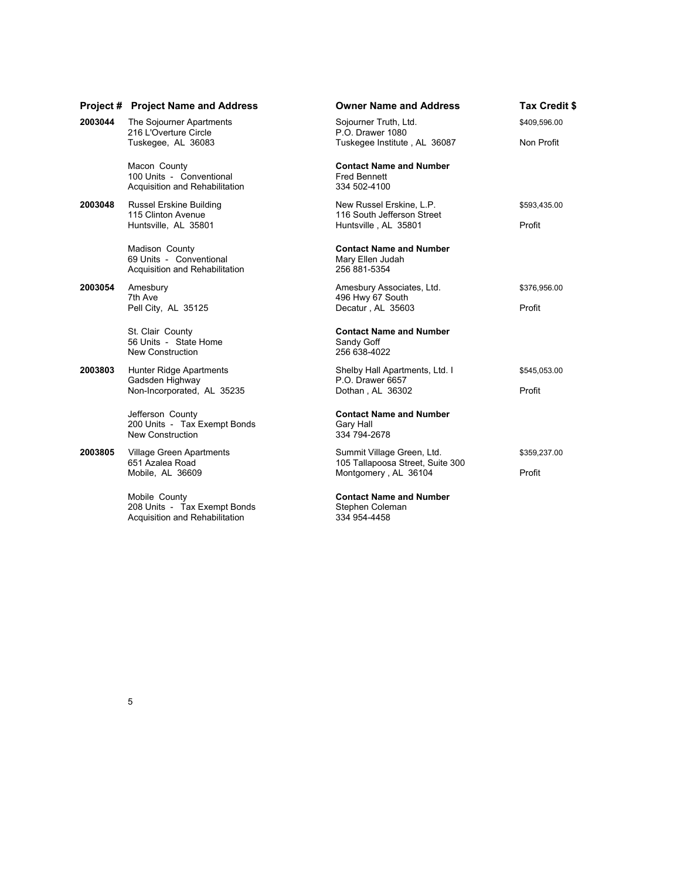| Project # | Project Name and Address | Owner Name and Address | Tax Credit $ |
|---|---|---|---|
| **2003044** | The Sojourner Apartments<br>216 L'Overture Circle<br>Tuskegee, AL 36083<br><br>Macon County<br>100 Units - Conventional<br>Acquisition and Rehabilitation | Sojourner Truth, Ltd.<br>P.O. Drawer 1080<br>Tuskegee Institute , AL 36087<br><br>**Contact Name and Number**<br>Fred Bennett<br>334 502-4100 | $409,596.00<br><br>Non Profit |
| **2003048** | Russel Erskine Building<br>115 Clinton Avenue<br>Huntsville, AL 35801<br><br>Madison County<br>69 Units - Conventional<br>Acquisition and Rehabilitation | New Russel Erskine, L.P.<br>116 South Jefferson Street<br>Huntsville , AL 35801<br><br>**Contact Name and Number**<br>Mary Ellen Judah<br>256 881-5354 | $593,435.00<br><br>Profit |
| **2003054** | Amesbury<br>7th Ave<br>Pell City, AL 35125<br><br>St. Clair County<br>56 Units - State Home<br>New Construction | Amesbury Associates, Ltd.<br>496 Hwy 67 South<br>Decatur , AL 35603<br><br>**Contact Name and Number**<br>Sandy Goff<br>256 638-4022 | $376,956.00<br><br>Profit |
| **2003803** | Hunter Ridge Apartments<br>Gadsden Highway<br>Non-Incorporated, AL 35235<br><br>Jefferson County<br>200 Units - Tax Exempt Bonds<br>New Construction | Shelby Hall Apartments, Ltd. I<br>P.O. Drawer 6657<br>Dothan , AL 36302<br><br>**Contact Name and Number**<br>Gary Hall<br>334 794-2678 | $545,053.00<br><br>Profit |
| **2003805** | Village Green Apartments<br>651 Azalea Road<br>Mobile, AL 36609<br><br>Mobile County<br>208 Units - Tax Exempt Bonds<br>Acquisition and Rehabilitation | Summit Village Green, Ltd.<br>105 Tallapoosa Street, Suite 300<br>Montgomery , AL 36104<br><br>**Contact Name and Number**<br>Stephen Coleman<br>334 954-4458 | $359,237.00<br><br>Profit |